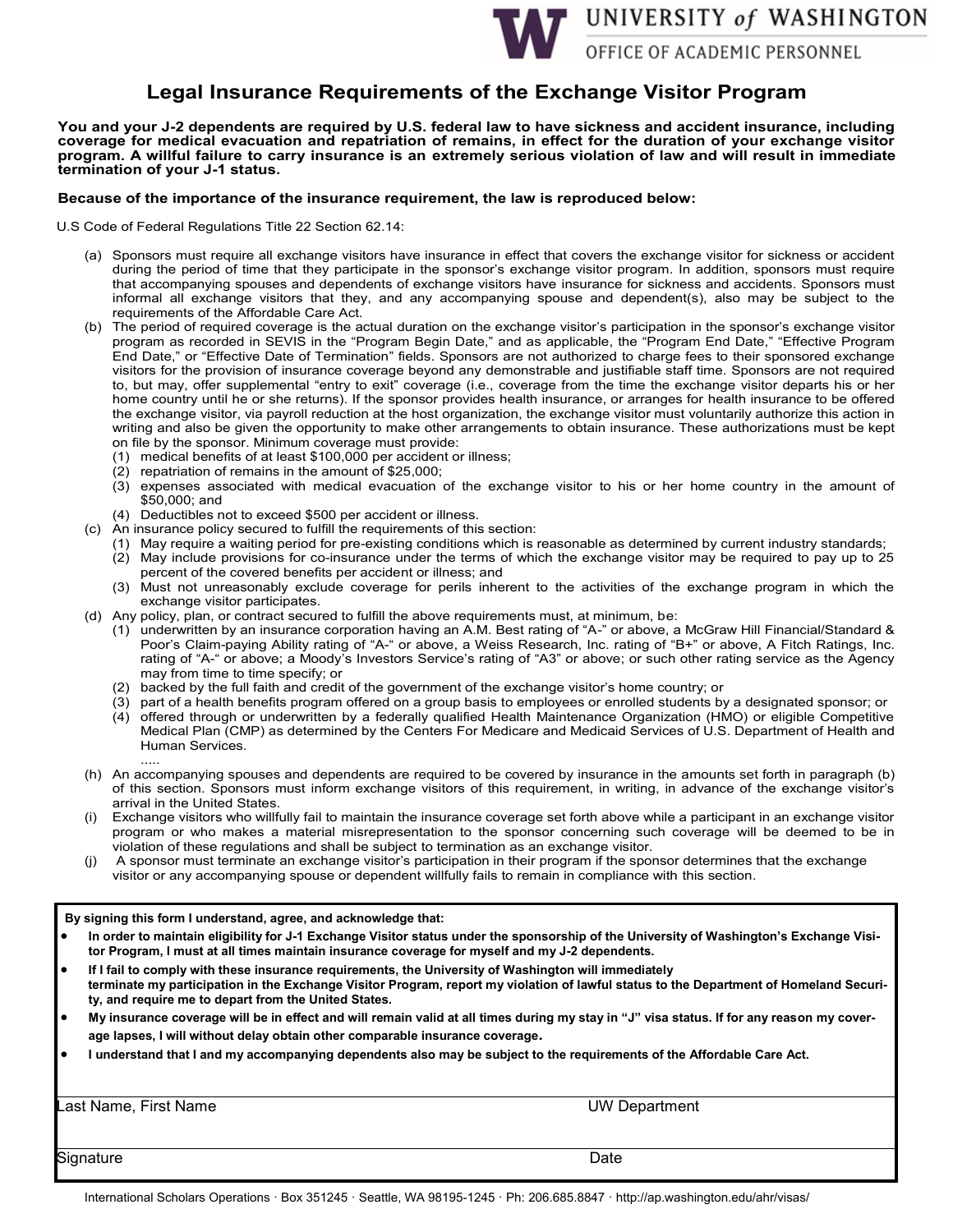UNIVERSITY of WASHINGTON
OFFICE OF ACADEMIC PERSONNEL

# Legal Insurance Requirements of the Exchange Visitor Program

**You and your J-2 dependents are required by U.S. federal law to have sickness and accident insurance, including coverage for medical evacuation and repatriation of remains, in effect for the duration of your exchange visitor program. A willful failure to carry insurance is an extremely serious violation of law and will result in immediate termination of your J-1 status.**

**Because of the importance of the insurance requirement, the law is reproduced below:**

U.S Code of Federal Regulations Title 22 Section 62.14:

(a) Sponsors must require all exchange visitors have insurance in effect that covers the exchange visitor for sickness or accident during the period of time that they participate in the sponsor's exchange visitor program. In addition, sponsors must require that accompanying spouses and dependents of exchange visitors have insurance for sickness and accidents. Sponsors must informal all exchange visitors that they, and any accompanying spouse and dependent(s), also may be subject to the requirements of the Affordable Care Act.

(b) The period of required coverage is the actual duration on the exchange visitor's participation in the sponsor's exchange visitor program as recorded in SEVIS in the "Program Begin Date," and as applicable, the "Program End Date," "Effective Program End Date," or "Effective Date of Termination" fields. Sponsors are not authorized to charge fees to their sponsored exchange visitors for the provision of insurance coverage beyond any demonstrable and justifiable staff time. Sponsors are not required to, but may, offer supplemental "entry to exit" coverage (i.e., coverage from the time the exchange visitor departs his or her home country until he or she returns). If the sponsor provides health insurance, or arranges for health insurance to be offered the exchange visitor, via payroll reduction at the host organization, the exchange visitor must voluntarily authorize this action in writing and also be given the opportunity to make other arrangements to obtain insurance. These authorizations must be kept on file by the sponsor. Minimum coverage must provide:
   (1) medical benefits of at least $100,000 per accident or illness;
   (2) repatriation of remains in the amount of $25,000;
   (3) expenses associated with medical evacuation of the exchange visitor to his or her home country in the amount of $50,000; and
   (4) Deductibles not to exceed $500 per accident or illness.

(c) An insurance policy secured to fulfill the requirements of this section:
   (1) May require a waiting period for pre-existing conditions which is reasonable as determined by current industry standards;
   (2) May include provisions for co-insurance under the terms of which the exchange visitor may be required to pay up to 25 percent of the covered benefits per accident or illness; and
   (3) Must not unreasonably exclude coverage for perils inherent to the activities of the exchange program in which the exchange visitor participates.

(d) Any policy, plan, or contract secured to fulfill the above requirements must, at minimum, be:
   (1) underwritten by an insurance corporation having an A.M. Best rating of "A-" or above, a McGraw Hill Financial/Standard & Poor's Claim-paying Ability rating of "A-" or above, a Weiss Research, Inc. rating of "B+" or above, A Fitch Ratings, Inc. rating of "A-" or above; a Moody's Investors Service's rating of "A3" or above; or such other rating service as the Agency may from time to time specify; or
   (2) backed by the full faith and credit of the government of the exchange visitor's home country; or
   (3) part of a health benefits program offered on a group basis to employees or enrolled students by a designated sponsor; or
   (4) offered through or underwritten by a federally qualified Health Maintenance Organization (HMO) or eligible Competitive Medical Plan (CMP) as determined by the Centers For Medicare and Medicaid Services of U.S. Department of Health and Human Services.

   .....

(h) An accompanying spouses and dependents are required to be covered by insurance in the amounts set forth in paragraph (b) of this section. Sponsors must inform exchange visitors of this requirement, in writing, in advance of the exchange visitor's arrival in the United States.

(i) Exchange visitors who willfully fail to maintain the insurance coverage set forth above while a participant in an exchange visitor program or who makes a material misrepresentation to the sponsor concerning such coverage will be deemed to be in violation of these regulations and shall be subject to termination as an exchange visitor.

(j) A sponsor must terminate an exchange visitor's participation in their program if the sponsor determines that the exchange visitor or any accompanying spouse or dependent willfully fails to remain in compliance with this section.

---

**By signing this form I understand, agree, and acknowledge that:**

- **In order to maintain eligibility for J-1 Exchange Visitor status under the sponsorship of the University of Washington's Exchange Visitor Program, I must at all times maintain insurance coverage for myself and my J-2 dependents.**
- **If I fail to comply with these insurance requirements, the University of Washington will immediately terminate my participation in the Exchange Visitor Program, report my violation of lawful status to the Department of Homeland Security, and require me to depart from the United States.**
- **My insurance coverage will be in effect and will remain valid at all times during my stay in "J" visa status. If for any reason my coverage lapses, I will without delay obtain other comparable insurance coverage.**
- **I understand that I and my accompanying dependents also may be subject to the requirements of the Affordable Care Act.**

| Last Name, First Name | UW Department |
|---|---|
| Signature | Date |

International Scholars Operations · Box 351245 · Seattle, WA 98195-1245 · Ph: 206.685.8847 · http://ap.washington.edu/ahr/visas/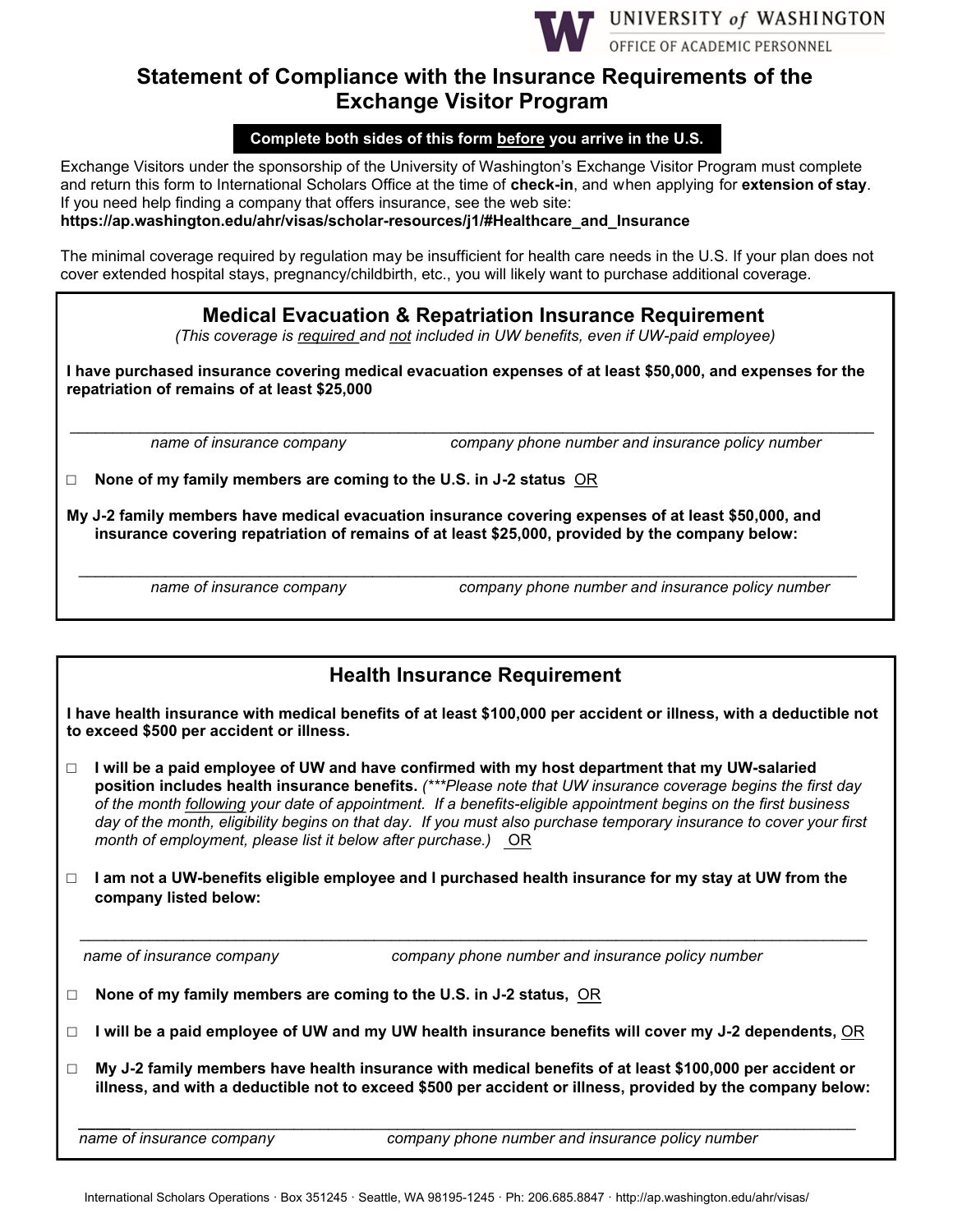UNIVERSITY of WASHINGTON
OFFICE OF ACADEMIC PERSONNEL

# Statement of Compliance with the Insurance Requirements of the Exchange Visitor Program

**Complete both sides of this form <u>before</u> you arrive in the U.S.**

Exchange Visitors under the sponsorship of the University of Washington's Exchange Visitor Program must complete and return this form to International Scholars Office at the time of **check-in**, and when applying for **extension of stay**. If you need help finding a company that offers insurance, see the web site:
**https://ap.washington.edu/ahr/visas/scholar-resources/j1/#Healthcare_and_Insurance**

The minimal coverage required by regulation may be insufficient for health care needs in the U.S. If your plan does not cover extended hospital stays, pregnancy/childbirth, etc., you will likely want to purchase additional coverage.

## Medical Evacuation & Repatriation Insurance Requirement

*(This coverage is <u>required</u> and <u>not</u> included in UW benefits, even if UW-paid employee)*

**I have purchased insurance covering medical evacuation expenses of at least $50,000, and expenses for the repatriation of remains of at least $25,000**

______________________________________________________________________________

*name of insurance company* *company phone number and insurance policy number*

□ **None of my family members are coming to the U.S. in J-2 status** <u>OR</u>

**My J-2 family members have medical evacuation insurance covering expenses of at least $50,000, and insurance covering repatriation of remains of at least $25,000, provided by the company below:**

______________________________________________________________________________

*name of insurance company* *company phone number and insurance policy number*

## Health Insurance Requirement

**I have health insurance with medical benefits of at least $100,000 per accident or illness, with a deductible not to exceed $500 per accident or illness.**

□ **I will be a paid employee of UW and have confirmed with my host department that my UW-salaried position includes health insurance benefits.** *(\*\*\*Please note that UW insurance coverage begins the first day of the month <u>following</u> your date of appointment. If a benefits-eligible appointment begins on the first business day of the month, eligibility begins on that day. If you must also purchase temporary insurance to cover your first month of employment, please list it below after purchase.)* <u>OR</u>

□ **I am not a UW-benefits eligible employee and I purchased health insurance for my stay at UW from the company listed below:**

______________________________________________________________________________

*name of insurance company* *company phone number and insurance policy number*

□ **None of my family members are coming to the U.S. in J-2 status,** <u>OR</u>

□ **I will be a paid employee of UW and my UW health insurance benefits will cover my J-2 dependents,** <u>OR</u>

□ **My J-2 family members have health insurance with medical benefits of at least $100,000 per accident or illness, and with a deductible not to exceed $500 per accident or illness, provided by the company below:**

______________________________________________________________________________

*name of insurance company* *company phone number and insurance policy number*

International Scholars Operations · Box 351245 · Seattle, WA 98195-1245 · Ph: 206.685.8847 · http://ap.washington.edu/ahr/visas/